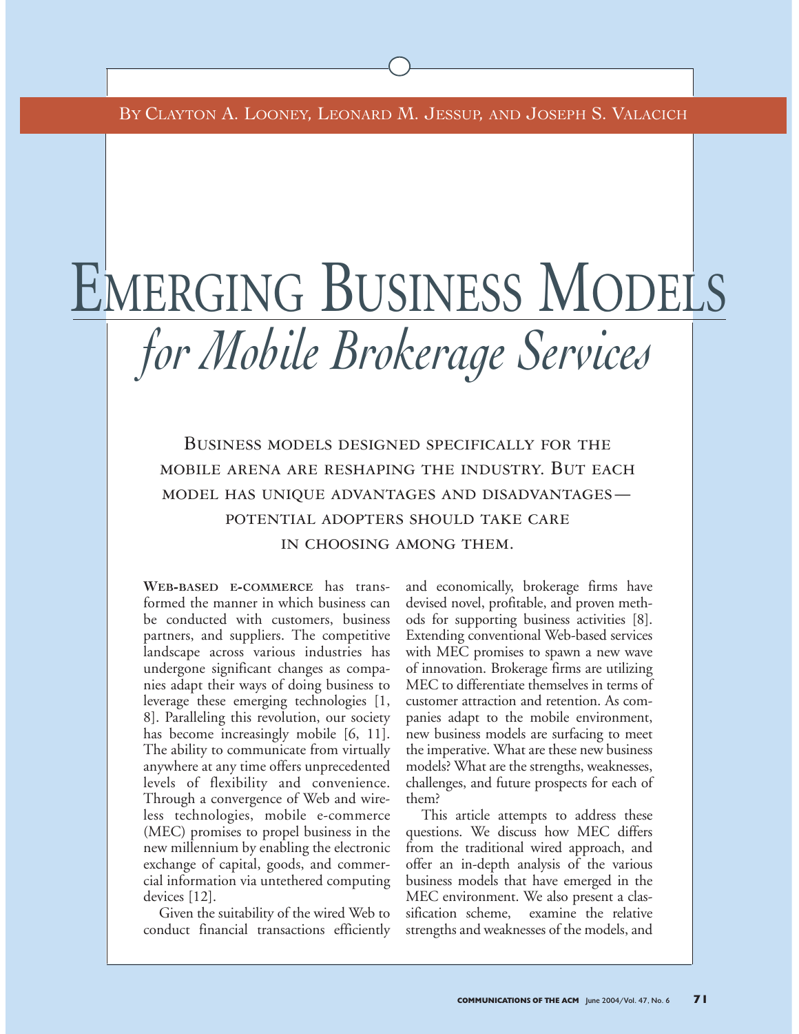By Clayton A. Looney, Leonard M. Jessup, and Joseph S. Valacich

# Emerging Business Models *for Mobile Brokerage Services*

Business models designed specifically for the mobile arena are reshaping the industry. But each model has unique advantages and disadvantages—potential adopters should take care in choosing among them.

**Web-based e-commerce** has transformed the manner in which business can be conducted with customers, business partners, and suppliers. The competitive landscape across various industries has undergone significant changes as companies adapt their ways of doing business to leverage these emerging technologies [1, 8]. Paralleling this revolution, our society has become increasingly mobile [6, 11]. The ability to communicate from virtually anywhere at any time offers unprecedented levels of flexibility and convenience. Through a convergence of Web and wireless technologies, mobile e-commerce (MEC) promises to propel business in the new millennium by enabling the electronic exchange of capital, goods, and commercial information via untethered computing devices [12].

Given the suitability of the wired Web to conduct financial transactions efficiently and economically, brokerage firms have devised novel, profitable, and proven methods for supporting business activities [8]. Extending conventional Web-based services with MEC promises to spawn a new wave of innovation. Brokerage firms are utilizing MEC to differentiate themselves in terms of customer attraction and retention. As companies adapt to the mobile environment, new business models are surfacing to meet the imperative. What are these new business models? What are the strengths, weaknesses, challenges, and future prospects for each of them?

This article attempts to address these questions. We discuss how MEC differs from the traditional wired approach, and offer an in-depth analysis of the various business models that have emerged in the MEC environment. We also present a classification scheme, examine the relative strengths and weaknesses of the models, and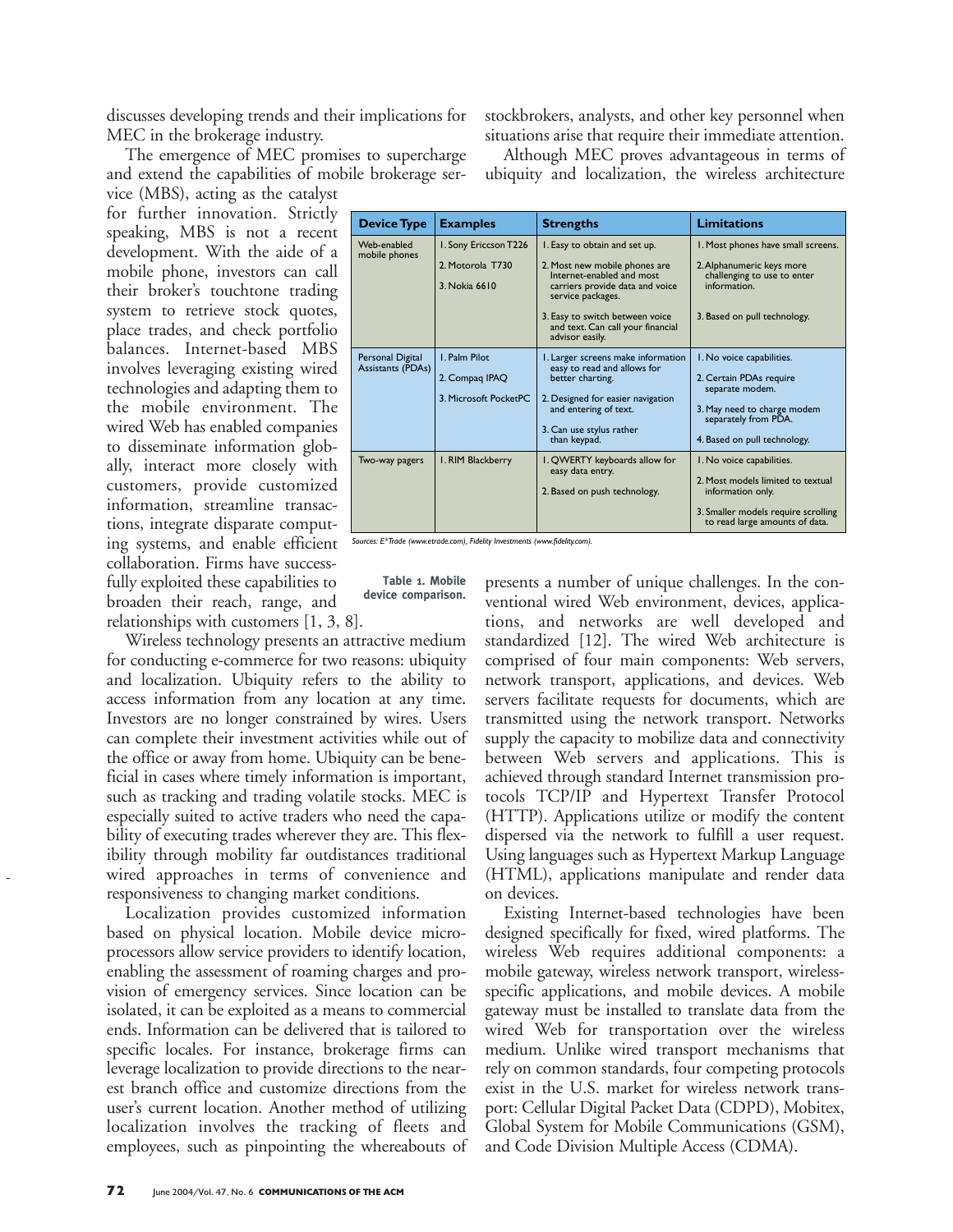discusses developing trends and their implications for MEC in the brokerage industry.

The emergence of MEC promises to supercharge and extend the capabilities of mobile brokerage service (MBS), acting as the catalyst for further innovation. Strictly speaking, MBS is not a recent development. With the aide of a mobile phone, investors can call their broker's touchtone trading system to retrieve stock quotes, place trades, and check portfolio balances. Internet-based MBS involves leveraging existing wired technologies and adapting them to the mobile environment. The wired Web has enabled companies to disseminate information globally, interact more closely with customers, provide customized information, streamline transactions, integrate disparate computing systems, and enable efficient collaboration. Firms have successfully exploited these capabilities to broaden their reach, range, and relationships with customers [1, 3, 8].

Wireless technology presents an attractive medium for conducting e-commerce for two reasons: ubiquity and localization. Ubiquity refers to the ability to access information from any location at any time. Investors are no longer constrained by wires. Users can complete their investment activities while out of the office or away from home. Ubiquity can be beneficial in cases where timely information is important, such as tracking and trading volatile stocks. MEC is especially suited to active traders who need the capability of executing trades wherever they are. This flexibility through mobility far outdistances traditional wired approaches in terms of convenience and responsiveness to changing market conditions.

Localization provides customized information based on physical location. Mobile device microprocessors allow service providers to identify location, enabling the assessment of roaming charges and provision of emergency services. Since location can be isolated, it can be exploited as a means to commercial ends. Information can be delivered that is tailored to specific locales. For instance, brokerage firms can leverage localization to provide directions to the nearest branch office and customize directions from the user's current location. Another method of utilizing localization involves the tracking of fleets and employees, such as pinpointing the whereabouts of stockbrokers, analysts, and other key personnel when situations arise that require their immediate attention.

Although MEC proves advantageous in terms of ubiquity and localization, the wireless architecture presents a number of unique challenges. In the conventional wired Web environment, devices, applications, and networks are well developed and standardized [12]. The wired Web architecture is comprised of four main components: Web servers, network transport, applications, and devices. Web servers facilitate requests for documents, which are transmitted using the network transport. Networks supply the capacity to mobilize data and connectivity between Web servers and applications. This is achieved through standard Internet transmission protocols TCP/IP and Hypertext Transfer Protocol (HTTP). Applications utilize or modify the content dispersed via the network to fulfill a user request. Using languages such as Hypertext Markup Language (HTML), applications manipulate and render data on devices.

Existing Internet-based technologies have been designed specifically for fixed, wired platforms. The wireless Web requires additional components: a mobile gateway, wireless network transport, wireless-specific applications, and mobile devices. A mobile gateway must be installed to translate data from the wired Web for transportation over the wireless medium. Unlike wired transport mechanisms that rely on common standards, four competing protocols exist in the U.S. market for wireless network transport: Cellular Digital Packet Data (CDPD), Mobitex, Global System for Mobile Communications (GSM), and Code Division Multiple Access (CDMA).

| Device Type | Examples | Strengths | Limitations |
|---|---|---|---|
| Web-enabled mobile phones | 1. Sony Ericsson T226<br>2. Motorola T730<br>3. Nokia 6610 | 1. Easy to obtain and set up.<br>2. Most new mobile phones are Internet-enabled and most carriers provide data and voice service packages.<br>3. Easy to switch between voice and text. Can call your financial advisor easily. | 1. Most phones have small screens.<br>2. Alphanumeric keys more challenging to use to enter information.<br>3. Based on pull technology. |
| Personal Digital Assistants (PDAs) | 1. Palm Pilot<br>2. Compaq IPAQ<br>3. Microsoft PocketPC | 1. Larger screens make information easy to read and allows for better charting.<br>2. Designed for easier navigation and entering of text.<br>3. Can use stylus rather than keypad. | 1. No voice capabilities.<br>2. Certain PDAs require separate modem.<br>3. May need to charge modem separately from PDA.<br>4. Based on pull technology. |
| Two-way pagers | 1. RIM Blackberry | 1. QWERTY keyboards allow for easy data entry.<br>2. Based on push technology. | 1. No voice capabilities.<br>2. Most models limited to textual information only.<br>3. Smaller models require scrolling to read large amounts of data. |

*Sources: E\*Trade (www.etrade.com), Fidelity Investments (www.fidelity.com).*

**Table 1. Mobile device comparison.**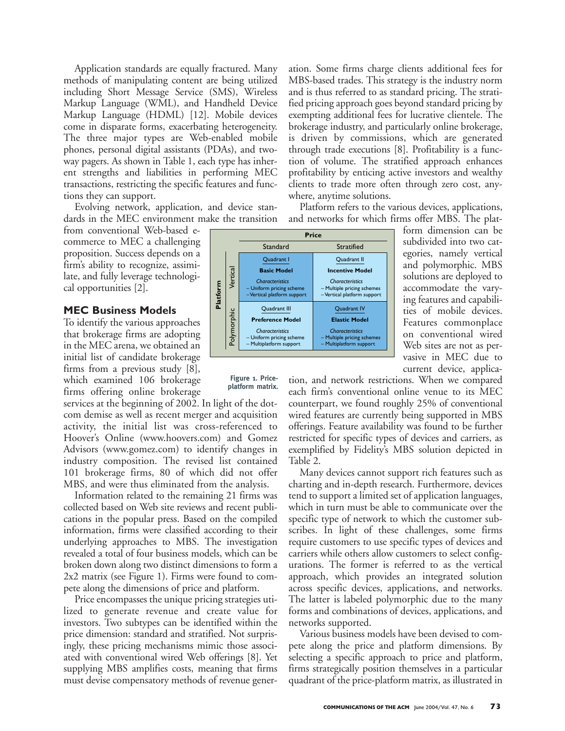Application standards are equally fractured. Many methods of manipulating content are being utilized including Short Message Service (SMS), Wireless Markup Language (WML), and Handheld Device Markup Language (HDML) [12]. Mobile devices come in disparate forms, exacerbating heterogeneity. The three major types are Web-enabled mobile phones, personal digital assistants (PDAs), and two-way pagers. As shown in Table 1, each type has inherent strengths and liabilities in performing MEC transactions, restricting the specific features and functions they can support.

Evolving network, application, and device standards in the MEC environment make the transition from conventional Web-based e-commerce to MEC a challenging proposition. Success depends on a firm's ability to recognize, assimilate, and fully leverage technological opportunities [2].

## MEC Business Models

To identify the various approaches that brokerage firms are adopting in the MEC arena, we obtained an initial list of candidate brokerage firms from a previous study [8], which examined 106 brokerage firms offering online brokerage services at the beginning of 2002. In light of the dot-com demise as well as recent merger and acquisition activity, the initial list was cross-referenced to Hoover's Online (www.hoovers.com) and Gomez Advisors (www.gomez.com) to identify changes in industry composition. The revised list contained 101 brokerage firms, 80 of which did not offer MBS, and were thus eliminated from the analysis.

Information related to the remaining 21 firms was collected based on Web site reviews and recent publications in the popular press. Based on the compiled information, firms were classified according to their underlying approaches to MBS. The investigation revealed a total of four business models, which can be broken down along two distinct dimensions to form a 2x2 matrix (see Figure 1). Firms were found to compete along the dimensions of price and platform.

Price encompasses the unique pricing strategies utilized to generate revenue and create value for investors. Two subtypes can be identified within the price dimension: standard and stratified. Not surprisingly, these pricing mechanisms mimic those associated with conventional wired Web offerings [8]. Yet supplying MBS amplifies costs, meaning that firms must devise compensatory methods of revenue generation. Some firms charge clients additional fees for MBS-based trades. This strategy is the industry norm and is thus referred to as standard pricing. The stratified pricing approach goes beyond standard pricing by exempting additional fees for lucrative clientele. The brokerage industry, and particularly online brokerage, is driven by commissions, which are generated through trade executions [8]. Profitability is a function of volume. The stratified approach enhances profitability by enticing active investors and wealthy clients to trade more often through zero cost, anywhere, anytime solutions.

Platform refers to the various devices, applications, and networks for which firms offer MBS. The platform dimension can be subdivided into two categories, namely vertical and polymorphic. MBS solutions are deployed to accommodate the varying features and capabilities of mobile devices. Features commonplace on conventional wired Web sites are not as pervasive in MEC due to current device, application, and network restrictions. When we compared each firm's conventional online venue to its MEC counterpart, we found roughly 25% of conventional wired features are currently being supported in MBS offerings. Feature availability was found to be further restricted for specific types of devices and carriers, as exemplified by Fidelity's MBS solution depicted in Table 2.

| Platform | | Price: Standard | Price: Stratified |
|---|---|---|---|
| | Vertical | Quadrant I<br>**Basic Model**<br>*Characteristics*<br>– Uniform pricing scheme<br>– Vertical platform support | Quadrant II<br>**Incentive Model**<br>*Characteristics*<br>– Multiple pricing schemes<br>– Vertical platform support |
| | Polymorphic | Quadrant III<br>**Preference Model**<br>*Characteristics*<br>– Uniform pricing scheme<br>– Multiplatform support | Quadrant IV<br>**Elastic Model**<br>*Characteristics*<br>– Multiple pricing schemes<br>– Multiplatform support |

**Figure 1. Price-platform matrix.**

Many devices cannot support rich features such as charting and in-depth research. Furthermore, devices tend to support a limited set of application languages, which in turn must be able to communicate over the specific type of network to which the customer subscribes. In light of these challenges, some firms require customers to use specific types of devices and carriers while others allow customers to select configurations. The former is referred to as the vertical approach, which provides an integrated solution across specific devices, applications, and networks. The latter is labeled polymorphic due to the many forms and combinations of devices, applications, and networks supported.

Various business models have been devised to compete along the price and platform dimensions. By selecting a specific approach to price and platform, firms strategically position themselves in a particular quadrant of the price-platform matrix, as illustrated in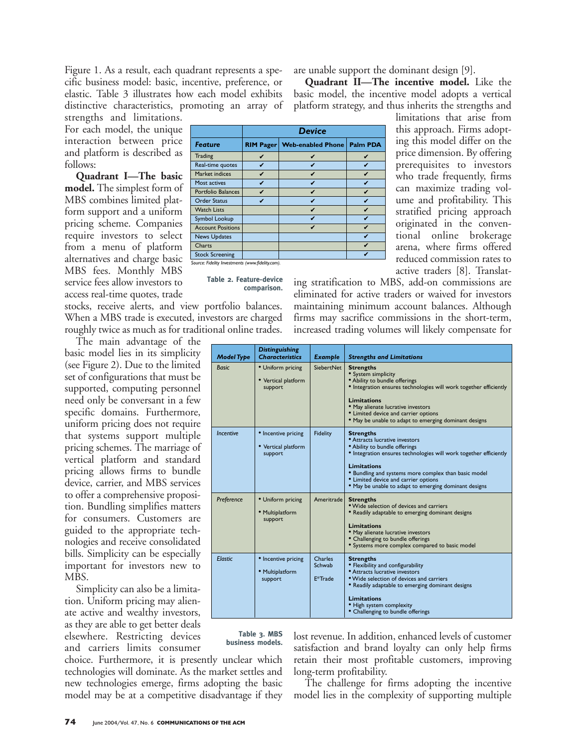Figure 1. As a result, each quadrant represents a specific business model: basic, incentive, preference, or elastic. Table 3 illustrates how each model exhibits distinctive characteristics, promoting an array of strengths and limitations. For each model, the unique interaction between price and platform is described as follows:

**Quadrant I—The basic model.** The simplest form of MBS combines limited platform support and a uniform pricing scheme. Companies require investors to select from a menu of platform alternatives and charge basic MBS fees. Monthly MBS service fees allow investors to access real-time quotes, trade stocks, receive alerts, and view portfolio balances. When a MBS trade is executed, investors are charged roughly twice as much as for traditional online trades.

| | Device | | |
|---|---|---|---|
| ***Feature*** | **RIM Pager** | **Web-enabled Phone** | **Palm PDA** |
| Trading | ✔ | ✔ | ✔ |
| Real-time quotes | ✔ | ✔ | ✔ |
| Market indices | ✔ | ✔ | ✔ |
| Most actives | ✔ | ✔ | ✔ |
| Portfolio Balances | ✔ | ✔ | ✔ |
| Order Status | ✔ | ✔ | ✔ |
| Watch Lists | | ✔ | ✔ |
| Symbol Lookup | | ✔ | ✔ |
| Account Positions | | ✔ | ✔ |
| News Updates | | | ✔ |
| Charts | | | ✔ |
| Stock Screening | | | ✔ |

*Source: Fidelity Investments (www.fidelity.com).*

**Table 2. Feature-device comparison.**

The main advantage of the basic model lies in its simplicity (see Figure 2). Due to the limited set of configurations that must be supported, computing personnel need only be conversant in a few specific domains. Furthermore, uniform pricing does not require that systems support multiple pricing schemes. The marriage of vertical platform and standard pricing allows firms to bundle device, carrier, and MBS services to offer a comprehensive proposition. Bundling simplifies matters for consumers. Customers are guided to the appropriate technologies and receive consolidated bills. Simplicity can be especially important for investors new to MBS.

Simplicity can also be a limitation. Uniform pricing may alienate active and wealthy investors, as they are able to get better deals elsewhere. Restricting devices and carriers limits consumer choice. Furthermore, it is presently unclear which technologies will dominate. As the market settles and new technologies emerge, firms adopting the basic model may be at a competitive disadvantage if they are unable support the dominant design [9].

**Quadrant II—The incentive model.** Like the basic model, the incentive model adopts a vertical platform strategy, and thus inherits the strengths and limitations that arise from this approach. Firms adopting this model differ on the price dimension. By offering prerequisites to investors who trade frequently, firms can maximize trading volume and profitability. This stratified pricing approach originated in the conventional online brokerage arena, where firms offered reduced commission rates to active traders [8]. Translating stratification to MBS, add-on commissions are eliminated for active traders or waived for investors maintaining minimum account balances. Although firms may sacrifice commissions in the short-term, increased trading volumes will likely compensate for lost revenue. In addition, enhanced levels of customer satisfaction and brand loyalty can only help firms retain their most profitable customers, improving long-term profitability.

| *Model Type* | *Distinguishing Characteristics* | *Example* | *Strengths and Limitations* |
|---|---|---|---|
| *Basic* | • Uniform pricing<br>• Vertical platform support | SiebertNet | **Strengths**<br>• System simplicity<br>• Ability to bundle offerings<br>• Integration ensures technologies will work together efficiently<br>**Limitations**<br>• May alienate lucrative investors<br>• Limited device and carrier options<br>• May be unable to adapt to emerging dominant designs |
| *Incentive* | • Incentive pricing<br>• Vertical platform support | Fidelity | **Strengths**<br>• Attracts lucrative investors<br>• Ability to bundle offerings<br>• Integration ensures technologies will work together efficiently<br>**Limitations**<br>• Bundling and systems more complex than basic model<br>• Limited device and carrier options<br>• May be unable to adapt to emerging dominant designs |
| *Preference* | • Uniform pricing<br>• Multiplatform support | Ameritrade | **Strengths**<br>• Wide selection of devices and carriers<br>• Readily adaptable to emerging dominant designs<br>**Limitations**<br>• May alienate lucrative investors<br>• Challenging to bundle offerings<br>• Systems more complex compared to basic model |
| *Elastic* | • Incentive pricing<br>• Multiplatform support | Charles Schwab<br>E*Trade | **Strengths**<br>• Flexibility and configurability<br>• Attracts lucrative investors<br>• Wide selection of devices and carriers<br>• Readily adaptable to emerging dominant designs<br>**Limitations**<br>• High system complexity<br>• Challenging to bundle offerings |

**Table 3. MBS business models.**

The challenge for firms adopting the incentive model lies in the complexity of supporting multiple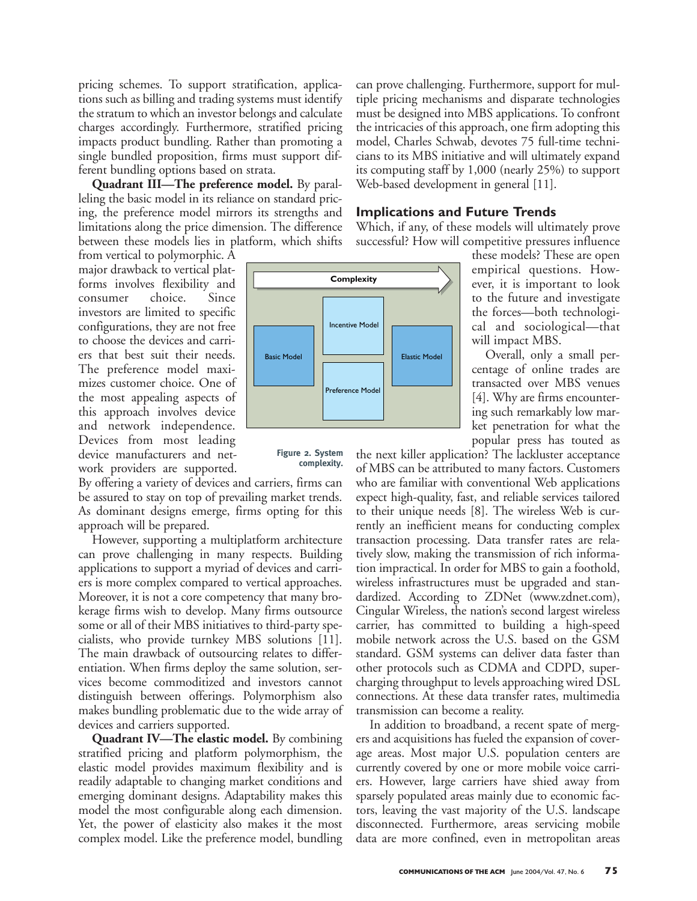pricing schemes. To support stratification, applications such as billing and trading systems must identify the stratum to which an investor belongs and calculate charges accordingly. Furthermore, stratified pricing impacts product bundling. Rather than promoting a single bundled proposition, firms must support different bundling options based on strata.

**Quadrant III—The preference model.** By paralleling the basic model in its reliance on standard pricing, the preference model mirrors its strengths and limitations along the price dimension. The difference between these models lies in platform, which shifts from vertical to polymorphic. A major drawback to vertical platforms involves flexibility and consumer choice. Since investors are limited to specific configurations, they are not free to choose the devices and carriers that best suit their needs. The preference model maximizes customer choice. One of the most appealing aspects of this approach involves device and network independence. Devices from most leading device manufacturers and network providers are supported. By offering a variety of devices and carriers, firms can be assured to stay on top of prevailing market trends. As dominant designs emerge, firms opting for this approach will be prepared.

However, supporting a multiplatform architecture can prove challenging in many respects. Building applications to support a myriad of devices and carriers is more complex compared to vertical approaches. Moreover, it is not a core competency that many brokerage firms wish to develop. Many firms outsource some or all of their MBS initiatives to third-party specialists, who provide turnkey MBS solutions [11]. The main drawback of outsourcing relates to differentiation. When firms deploy the same solution, services become commoditized and investors cannot distinguish between offerings. Polymorphism also makes bundling problematic due to the wide array of devices and carriers supported.

**Quadrant IV—The elastic model.** By combining stratified pricing and platform polymorphism, the elastic model provides maximum flexibility and is readily adaptable to changing market conditions and emerging dominant designs. Adaptability makes this model the most configurable along each dimension. Yet, the power of elasticity also makes it the most complex model. Like the preference model, bundling can prove challenging. Furthermore, support for multiple pricing mechanisms and disparate technologies must be designed into MBS applications. To confront the intricacies of this approach, one firm adopting this model, Charles Schwab, devotes 75 full-time technicians to its MBS initiative and will ultimately expand its computing staff by 1,000 (nearly 25%) to support Web-based development in general [11].

Complexity → | Basic Model | Incentive Model / Preference Model | Elastic Model

**Figure 2. System complexity.**

## Implications and Future Trends

Which, if any, of these models will ultimately prove successful? How will competitive pressures influence these models? These are open empirical questions. However, it is important to look to the future and investigate the forces—both technological and sociological—that will impact MBS.

Overall, only a small percentage of online trades are transacted over MBS venues [4]. Why are firms encountering such remarkably low market penetration for what the popular press has touted as the next killer application? The lackluster acceptance of MBS can be attributed to many factors. Customers who are familiar with conventional Web applications expect high-quality, fast, and reliable services tailored to their unique needs [8]. The wireless Web is currently an inefficient means for conducting complex transaction processing. Data transfer rates are relatively slow, making the transmission of rich information impractical. In order for MBS to gain a foothold, wireless infrastructures must be upgraded and standardized. According to ZDNet (www.zdnet.com), Cingular Wireless, the nation's second largest wireless carrier, has committed to building a high-speed mobile network across the U.S. based on the GSM standard. GSM systems can deliver data faster than other protocols such as CDMA and CDPD, supercharging throughput to levels approaching wired DSL connections. At these data transfer rates, multimedia transmission can become a reality.

In addition to broadband, a recent spate of mergers and acquisitions has fueled the expansion of coverage areas. Most major U.S. population centers are currently covered by one or more mobile voice carriers. However, large carriers have shied away from sparsely populated areas mainly due to economic factors, leaving the vast majority of the U.S. landscape disconnected. Furthermore, areas servicing mobile data are more confined, even in metropolitan areas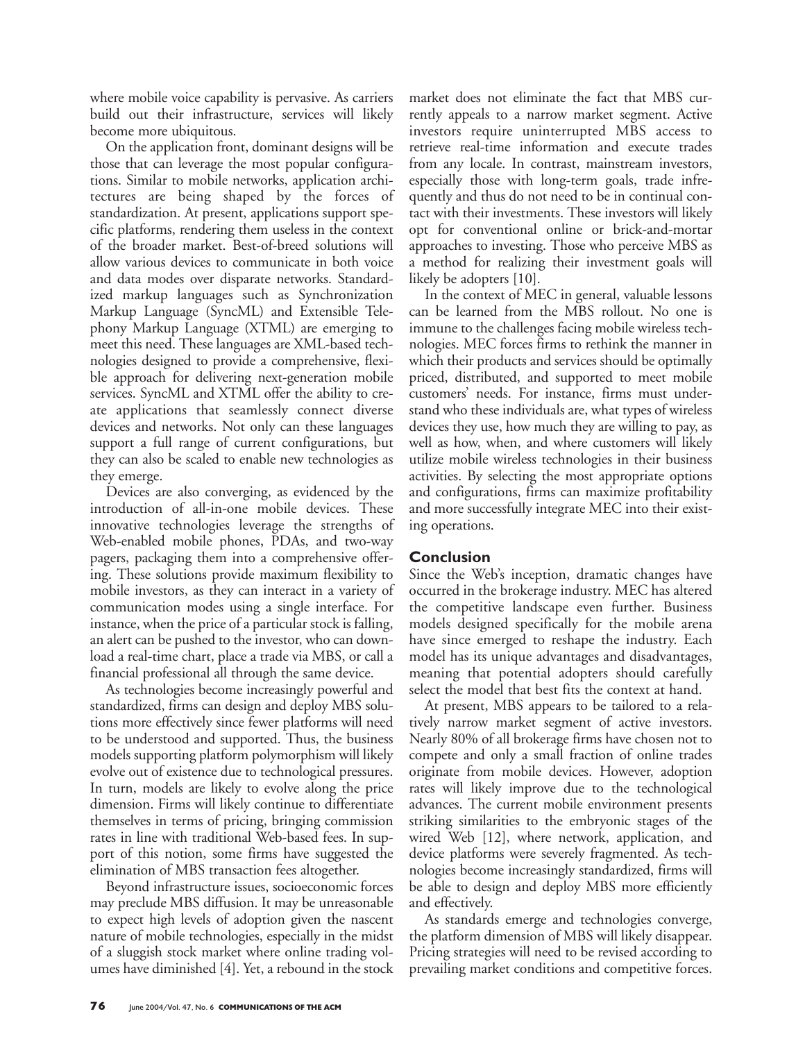where mobile voice capability is pervasive. As carriers build out their infrastructure, services will likely become more ubiquitous.

On the application front, dominant designs will be those that can leverage the most popular configurations. Similar to mobile networks, application architectures are being shaped by the forces of standardization. At present, applications support specific platforms, rendering them useless in the context of the broader market. Best-of-breed solutions will allow various devices to communicate in both voice and data modes over disparate networks. Standardized markup languages such as Synchronization Markup Language (SyncML) and Extensible Telephony Markup Language (XTML) are emerging to meet this need. These languages are XML-based technologies designed to provide a comprehensive, flexible approach for delivering next-generation mobile services. SyncML and XTML offer the ability to create applications that seamlessly connect diverse devices and networks. Not only can these languages support a full range of current configurations, but they can also be scaled to enable new technologies as they emerge.

Devices are also converging, as evidenced by the introduction of all-in-one mobile devices. These innovative technologies leverage the strengths of Web-enabled mobile phones, PDAs, and two-way pagers, packaging them into a comprehensive offering. These solutions provide maximum flexibility to mobile investors, as they can interact in a variety of communication modes using a single interface. For instance, when the price of a particular stock is falling, an alert can be pushed to the investor, who can download a real-time chart, place a trade via MBS, or call a financial professional all through the same device.

As technologies become increasingly powerful and standardized, firms can design and deploy MBS solutions more effectively since fewer platforms will need to be understood and supported. Thus, the business models supporting platform polymorphism will likely evolve out of existence due to technological pressures. In turn, models are likely to evolve along the price dimension. Firms will likely continue to differentiate themselves in terms of pricing, bringing commission rates in line with traditional Web-based fees. In support of this notion, some firms have suggested the elimination of MBS transaction fees altogether.

Beyond infrastructure issues, socioeconomic forces may preclude MBS diffusion. It may be unreasonable to expect high levels of adoption given the nascent nature of mobile technologies, especially in the midst of a sluggish stock market where online trading volumes have diminished [4]. Yet, a rebound in the stock market does not eliminate the fact that MBS currently appeals to a narrow market segment. Active investors require uninterrupted MBS access to retrieve real-time information and execute trades from any locale. In contrast, mainstream investors, especially those with long-term goals, trade infrequently and thus do not need to be in continual contact with their investments. These investors will likely opt for conventional online or brick-and-mortar approaches to investing. Those who perceive MBS as a method for realizing their investment goals will likely be adopters [10].

In the context of MEC in general, valuable lessons can be learned from the MBS rollout. No one is immune to the challenges facing mobile wireless technologies. MEC forces firms to rethink the manner in which their products and services should be optimally priced, distributed, and supported to meet mobile customers' needs. For instance, firms must understand who these individuals are, what types of wireless devices they use, how much they are willing to pay, as well as how, when, and where customers will likely utilize mobile wireless technologies in their business activities. By selecting the most appropriate options and configurations, firms can maximize profitability and more successfully integrate MEC into their existing operations.

## Conclusion

Since the Web's inception, dramatic changes have occurred in the brokerage industry. MEC has altered the competitive landscape even further. Business models designed specifically for the mobile arena have since emerged to reshape the industry. Each model has its unique advantages and disadvantages, meaning that potential adopters should carefully select the model that best fits the context at hand.

At present, MBS appears to be tailored to a relatively narrow market segment of active investors. Nearly 80% of all brokerage firms have chosen not to compete and only a small fraction of online trades originate from mobile devices. However, adoption rates will likely improve due to the technological advances. The current mobile environment presents striking similarities to the embryonic stages of the wired Web [12], where network, application, and device platforms were severely fragmented. As technologies become increasingly standardized, firms will be able to design and deploy MBS more efficiently and effectively.

As standards emerge and technologies converge, the platform dimension of MBS will likely disappear. Pricing strategies will need to be revised according to prevailing market conditions and competitive forces.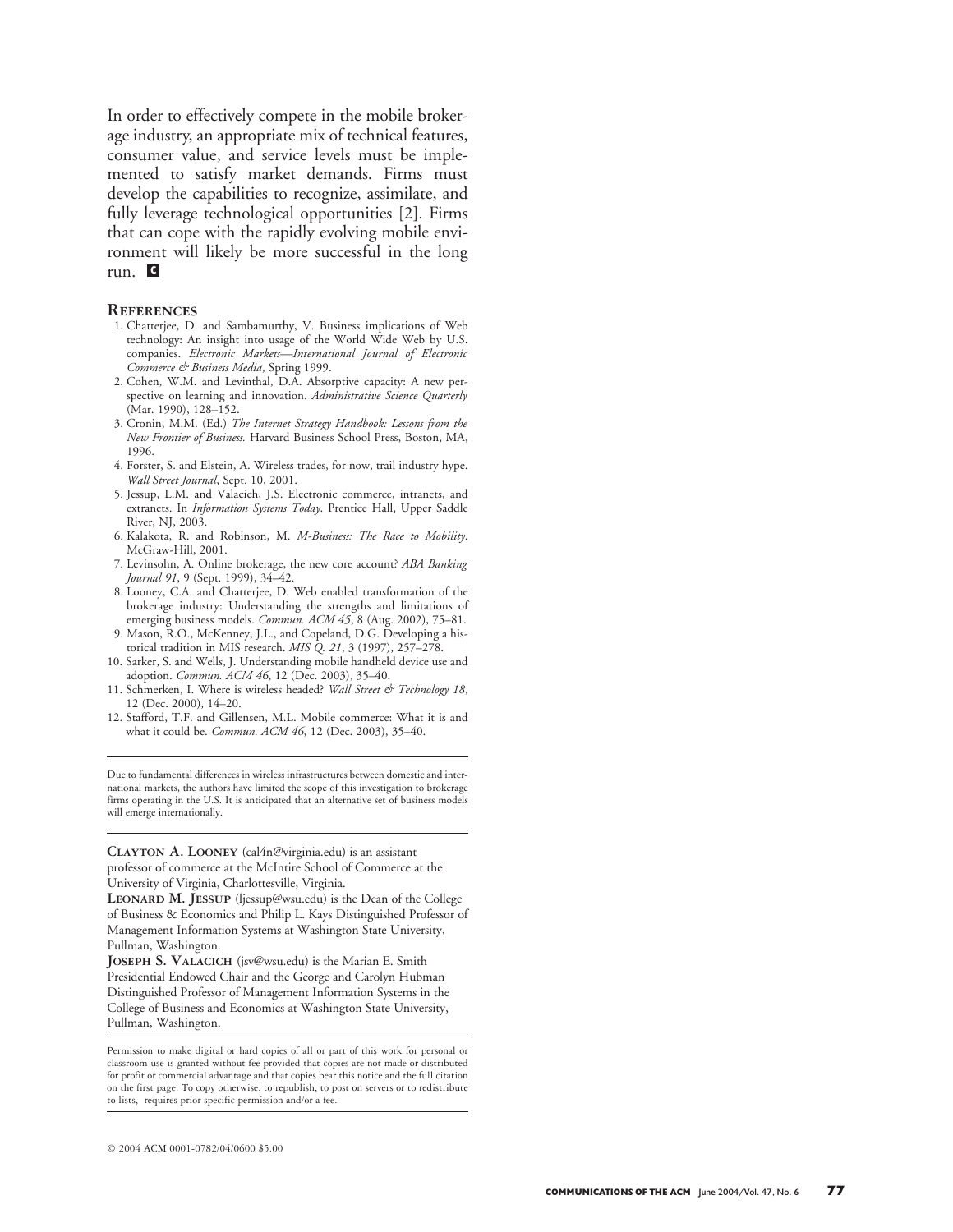In order to effectively compete in the mobile brokerage industry, an appropriate mix of technical features, consumer value, and service levels must be implemented to satisfy market demands. Firms must develop the capabilities to recognize, assimilate, and fully leverage technological opportunities [2]. Firms that can cope with the rapidly evolving mobile environment will likely be more successful in the long run.

## References

1. Chatterjee, D. and Sambamurthy, V. Business implications of Web technology: An insight into usage of the World Wide Web by U.S. companies. *Electronic Markets—International Journal of Electronic Commerce & Business Media*, Spring 1999.
2. Cohen, W.M. and Levinthal, D.A. Absorptive capacity: A new perspective on learning and innovation. *Administrative Science Quarterly* (Mar. 1990), 128–152.
3. Cronin, M.M. (Ed.) *The Internet Strategy Handbook: Lessons from the New Frontier of Business*. Harvard Business School Press, Boston, MA, 1996.
4. Forster, S. and Elstein, A. Wireless trades, for now, trail industry hype. *Wall Street Journal*, Sept. 10, 2001.
5. Jessup, L.M. and Valacich, J.S. Electronic commerce, intranets, and extranets. In *Information Systems Today*. Prentice Hall, Upper Saddle River, NJ, 2003.
6. Kalakota, R. and Robinson, M. *M-Business: The Race to Mobility*. McGraw-Hill, 2001.
7. Levinsohn, A. Online brokerage, the new core account? *ABA Banking Journal 91*, 9 (Sept. 1999), 34–42.
8. Looney, C.A. and Chatterjee, D. Web enabled transformation of the brokerage industry: Understanding the strengths and limitations of emerging business models. *Commun. ACM 45*, 8 (Aug. 2002), 75–81.
9. Mason, R.O., McKenney, J.L., and Copeland, D.G. Developing a historical tradition in MIS research. *MIS Q. 21*, 3 (1997), 257–278.
10. Sarker, S. and Wells, J. Understanding mobile handheld device use and adoption. *Commun. ACM 46*, 12 (Dec. 2003), 35–40.
11. Schmerken, I. Where is wireless headed? *Wall Street & Technology 18*, 12 (Dec. 2000), 14–20.
12. Stafford, T.F. and Gillensen, M.L. Mobile commerce: What it is and what it could be. *Commun. ACM 46*, 12 (Dec. 2003), 35–40.

---

Due to fundamental differences in wireless infrastructures between domestic and international markets, the authors have limited the scope of this investigation to brokerage firms operating in the U.S. It is anticipated that an alternative set of business models will emerge internationally.

---

**Clayton A. Looney** (cal4n@virginia.edu) is an assistant professor of commerce at the McIntire School of Commerce at the University of Virginia, Charlottesville, Virginia.

**Leonard M. Jessup** (ljessup@wsu.edu) is the Dean of the College of Business & Economics and Philip L. Kays Distinguished Professor of Management Information Systems at Washington State University, Pullman, Washington.

**Joseph S. Valacich** (jsv@wsu.edu) is the Marian E. Smith Presidential Endowed Chair and the George and Carolyn Hubman Distinguished Professor of Management Information Systems in the College of Business and Economics at Washington State University, Pullman, Washington.

---

Permission to make digital or hard copies of all or part of this work for personal or classroom use is granted without fee provided that copies are not made or distributed for profit or commercial advantage and that copies bear this notice and the full citation on the first page. To copy otherwise, to republish, to post on servers or to redistribute to lists, requires prior specific permission and/or a fee.

---

© 2004 ACM 0001-0782/04/0600 $5.00